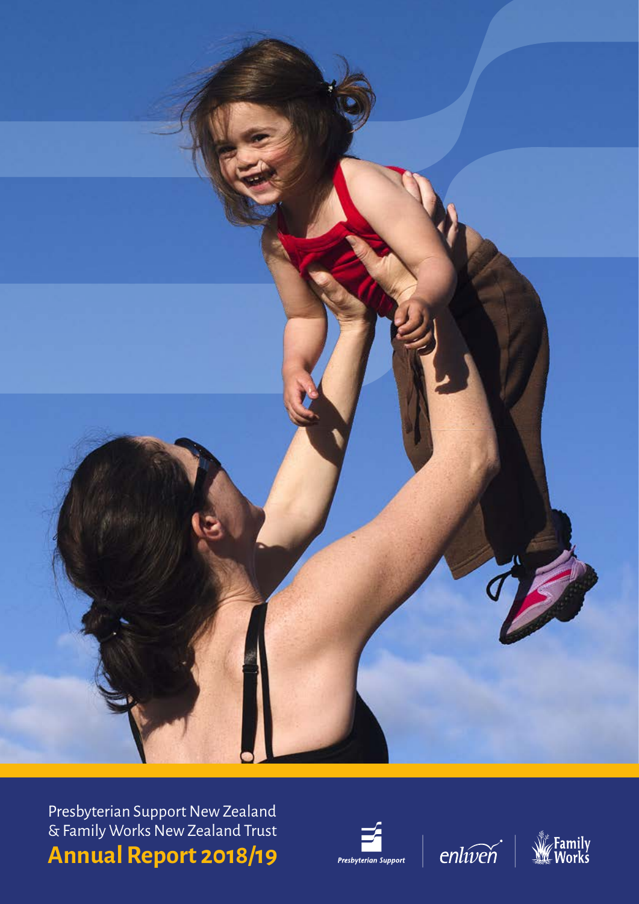Presbyterian Support New Zealand
& Family Works New Zealand Trust

# Annual Report 2018/19

Presbyterian Support | enliven | Family Works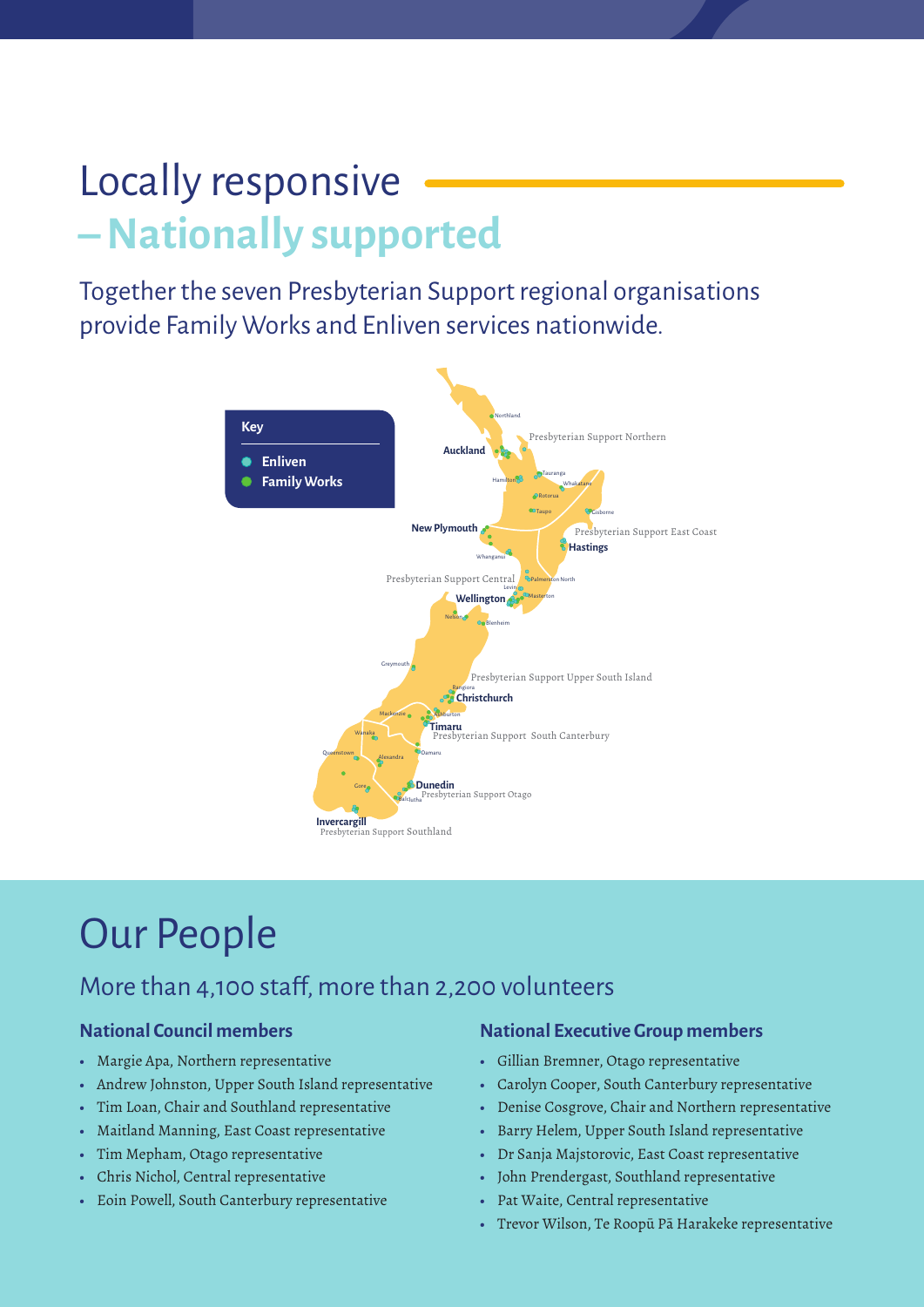# Locally responsive

## – Nationally supported

Together the seven Presbyterian Support regional organisations provide Family Works and Enliven services nationwide.

**Key**

- Enliven
- Family Works

Northland, Presbyterian Support Northern, Auckland, Hamilton, Tauranga, Whakatane, Rotorua, Taupo, Gisborne, New Plymouth, Presbyterian Support East Coast, Hastings, Whanganui, Presbyterian Support Central, Palmerston North, Levin, Masterton, Wellington, Nelson, Blenheim, Greymouth, Presbyterian Support Upper South Island, Rangiora, Christchurch, Mackenzie, Ashburton, Timaru, Presbyterian Support South Canterbury, Wanaka, Queenstown, Alexandra, Oamaru, Dunedin, Presbyterian Support Otago, Gore, Balclutha, Invercargill, Presbyterian Support Southland

# Our People

## More than 4,100 staff, more than 2,200 volunteers

### National Council members

- Margie Apa, Northern representative
- Andrew Johnston, Upper South Island representative
- Tim Loan, Chair and Southland representative
- Maitland Manning, East Coast representative
- Tim Mepham, Otago representative
- Chris Nichol, Central representative
- Eoin Powell, South Canterbury representative

### National Executive Group members

- Gillian Bremner, Otago representative
- Carolyn Cooper, South Canterbury representative
- Denise Cosgrove, Chair and Northern representative
- Barry Helem, Upper South Island representative
- Dr Sanja Majstorovic, East Coast representative
- John Prendergast, Southland representative
- Pat Waite, Central representative
- Trevor Wilson, Te Roopū Pā Harakeke representative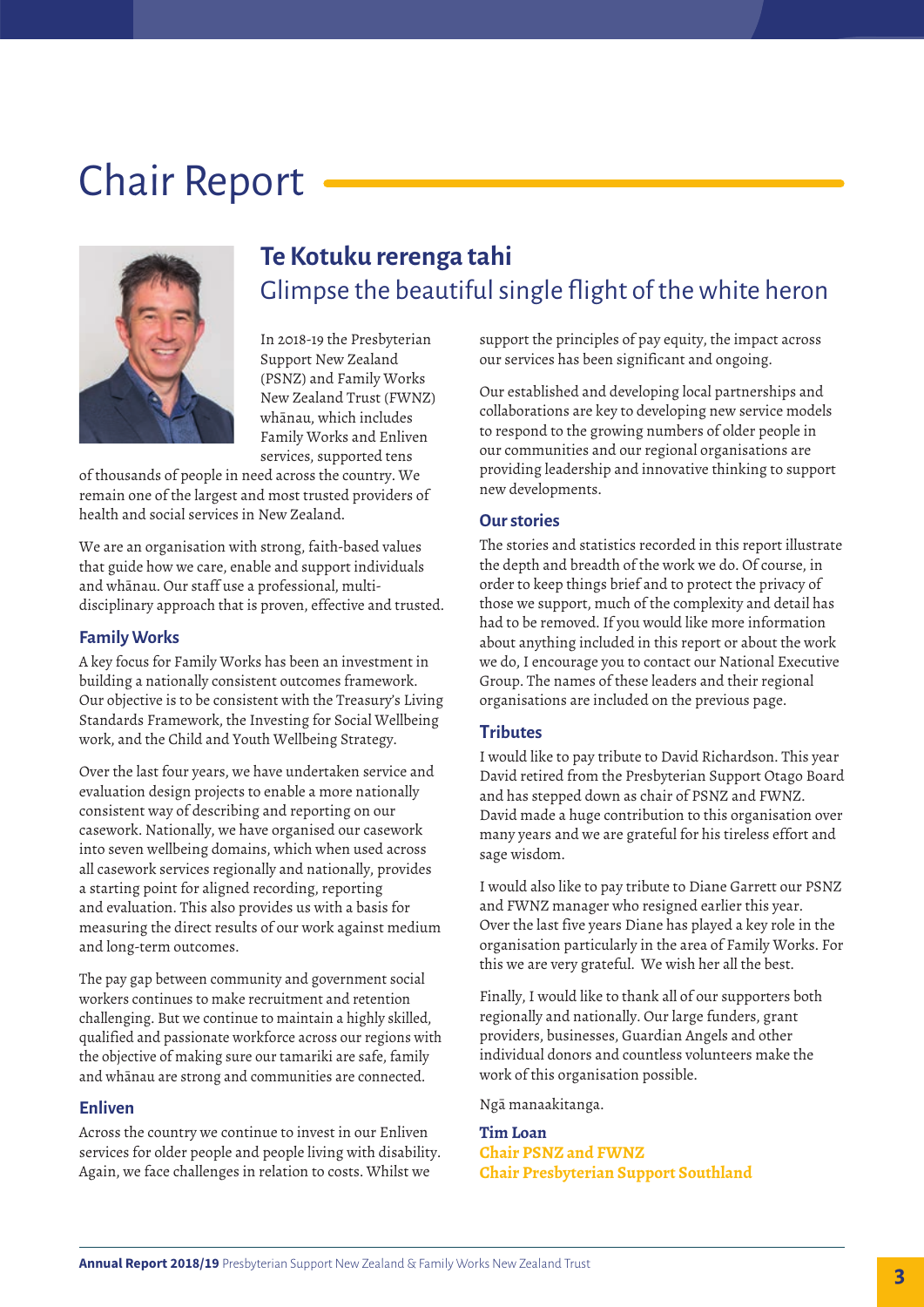# Chair Report

## Te Kotuku rerenga tahi

Glimpse the beautiful single flight of the white heron

In 2018-19 the Presbyterian Support New Zealand (PSNZ) and Family Works New Zealand Trust (FWNZ) whānau, which includes Family Works and Enliven services, supported tens of thousands of people in need across the country. We remain one of the largest and most trusted providers of health and social services in New Zealand.

We are an organisation with strong, faith-based values that guide how we care, enable and support individuals and whānau. Our staff use a professional, multi-disciplinary approach that is proven, effective and trusted.

### Family Works

A key focus for Family Works has been an investment in building a nationally consistent outcomes framework. Our objective is to be consistent with the Treasury's Living Standards Framework, the Investing for Social Wellbeing work, and the Child and Youth Wellbeing Strategy.

Over the last four years, we have undertaken service and evaluation design projects to enable a more nationally consistent way of describing and reporting on our casework. Nationally, we have organised our casework into seven wellbeing domains, which when used across all casework services regionally and nationally, provides a starting point for aligned recording, reporting and evaluation. This also provides us with a basis for measuring the direct results of our work against medium and long-term outcomes.

The pay gap between community and government social workers continues to make recruitment and retention challenging. But we continue to maintain a highly skilled, qualified and passionate workforce across our regions with the objective of making sure our tamariki are safe, family and whānau are strong and communities are connected.

### Enliven

Across the country we continue to invest in our Enliven services for older people and people living with disability. Again, we face challenges in relation to costs. Whilst we support the principles of pay equity, the impact across our services has been significant and ongoing.

Our established and developing local partnerships and collaborations are key to developing new service models to respond to the growing numbers of older people in our communities and our regional organisations are providing leadership and innovative thinking to support new developments.

### Our stories

The stories and statistics recorded in this report illustrate the depth and breadth of the work we do. Of course, in order to keep things brief and to protect the privacy of those we support, much of the complexity and detail has had to be removed. If you would like more information about anything included in this report or about the work we do, I encourage you to contact our National Executive Group. The names of these leaders and their regional organisations are included on the previous page.

### Tributes

I would like to pay tribute to David Richardson. This year David retired from the Presbyterian Support Otago Board and has stepped down as chair of PSNZ and FWNZ. David made a huge contribution to this organisation over many years and we are grateful for his tireless effort and sage wisdom.

I would also like to pay tribute to Diane Garrett our PSNZ and FWNZ manager who resigned earlier this year. Over the last five years Diane has played a key role in the organisation particularly in the area of Family Works. For this we are very grateful. We wish her all the best.

Finally, I would like to thank all of our supporters both regionally and nationally. Our large funders, grant providers, businesses, Guardian Angels and other individual donors and countless volunteers make the work of this organisation possible.

Ngā manaakitanga.

**Tim Loan**
**Chair PSNZ and FWNZ**
**Chair Presbyterian Support Southland**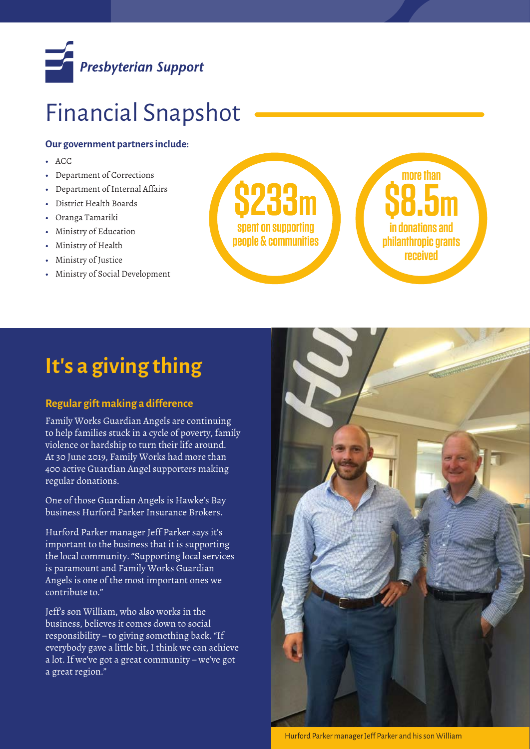Presbyterian Support

# Financial Snapshot

**Our government partners include:**

- ACC
- Department of Corrections
- Department of Internal Affairs
- District Health Boards
- Oranga Tamariki
- Ministry of Education
- Ministry of Health
- Ministry of Justice
- Ministry of Social Development

**$233m** spent on supporting people & communities

more than **$8.5m** in donations and philanthropic grants received

## It's a giving thing

### Regular gift making a difference

Family Works Guardian Angels are continuing to help families stuck in a cycle of poverty, family violence or hardship to turn their life around. At 30 June 2019, Family Works had more than 400 active Guardian Angel supporters making regular donations.

One of those Guardian Angels is Hawke's Bay business Hurford Parker Insurance Brokers.

Hurford Parker manager Jeff Parker says it's important to the business that it is supporting the local community. "Supporting local services is paramount and Family Works Guardian Angels is one of the most important ones we contribute to."

Jeff's son William, who also works in the business, believes it comes down to social responsibility – to giving something back. "If everybody gave a little bit, I think we can achieve a lot. If we've got a great community – we've got a great region."

Hurford Parker manager Jeff Parker and his son William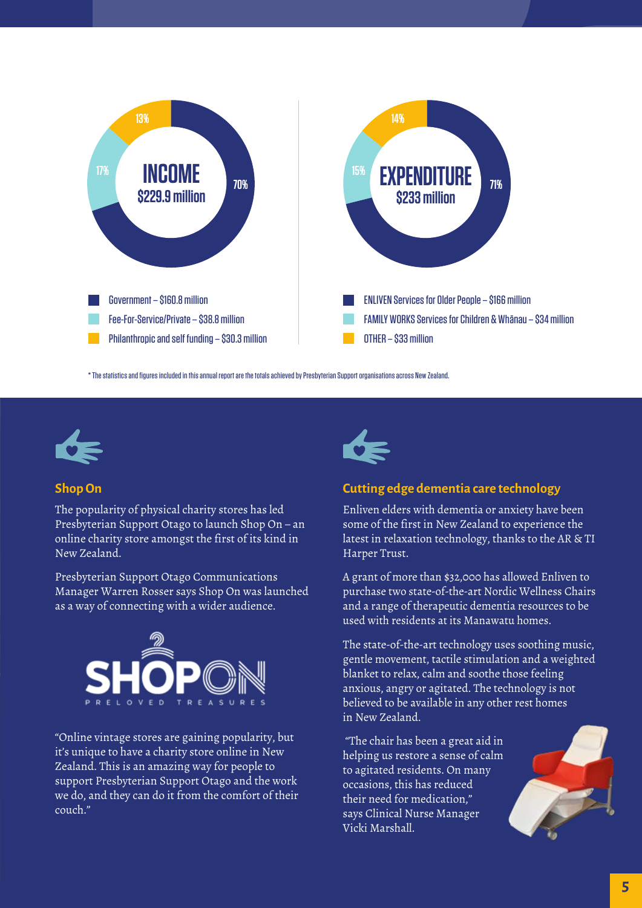**INCOME**
**$229.9 million**

- 70%
- 17%
- 13%

- Government – $160.8 million
- Fee-For-Service/Private – $38.8 million
- Philanthropic and self funding – $30.3 million

**EXPENDITURE**
**$233 million**

- 71%
- 15%
- 14%

- ENLIVEN Services for Older People – $166 million
- FAMILY WORKS Services for Children & Whānau – $34 million
- OTHER – $33 million

\* The statistics and figures included in this annual report are the totals achieved by Presbyterian Support organisations across New Zealand.

## Shop On

The popularity of physical charity stores has led Presbyterian Support Otago to launch Shop On – an online charity store amongst the first of its kind in New Zealand.

Presbyterian Support Otago Communications Manager Warren Rosser says Shop On was launched as a way of connecting with a wider audience.

SHOPON
PRELOVED TREASURES

"Online vintage stores are gaining popularity, but it's unique to have a charity store online in New Zealand. This is an amazing way for people to support Presbyterian Support Otago and the work we do, and they can do it from the comfort of their couch."

## Cutting edge dementia care technology

Enliven elders with dementia or anxiety have been some of the first in New Zealand to experience the latest in relaxation technology, thanks to the AR & TI Harper Trust.

A grant of more than $32,000 has allowed Enliven to purchase two state-of-the-art Nordic Wellness Chairs and a range of therapeutic dementia resources to be used with residents at its Manawatu homes.

The state-of-the-art technology uses soothing music, gentle movement, tactile stimulation and a weighted blanket to relax, calm and soothe those feeling anxious, angry or agitated. The technology is not believed to be available in any other rest homes in New Zealand.

"The chair has been a great aid in helping us restore a sense of calm to agitated residents. On many occasions, this has reduced their need for medication," says Clinical Nurse Manager Vicki Marshall.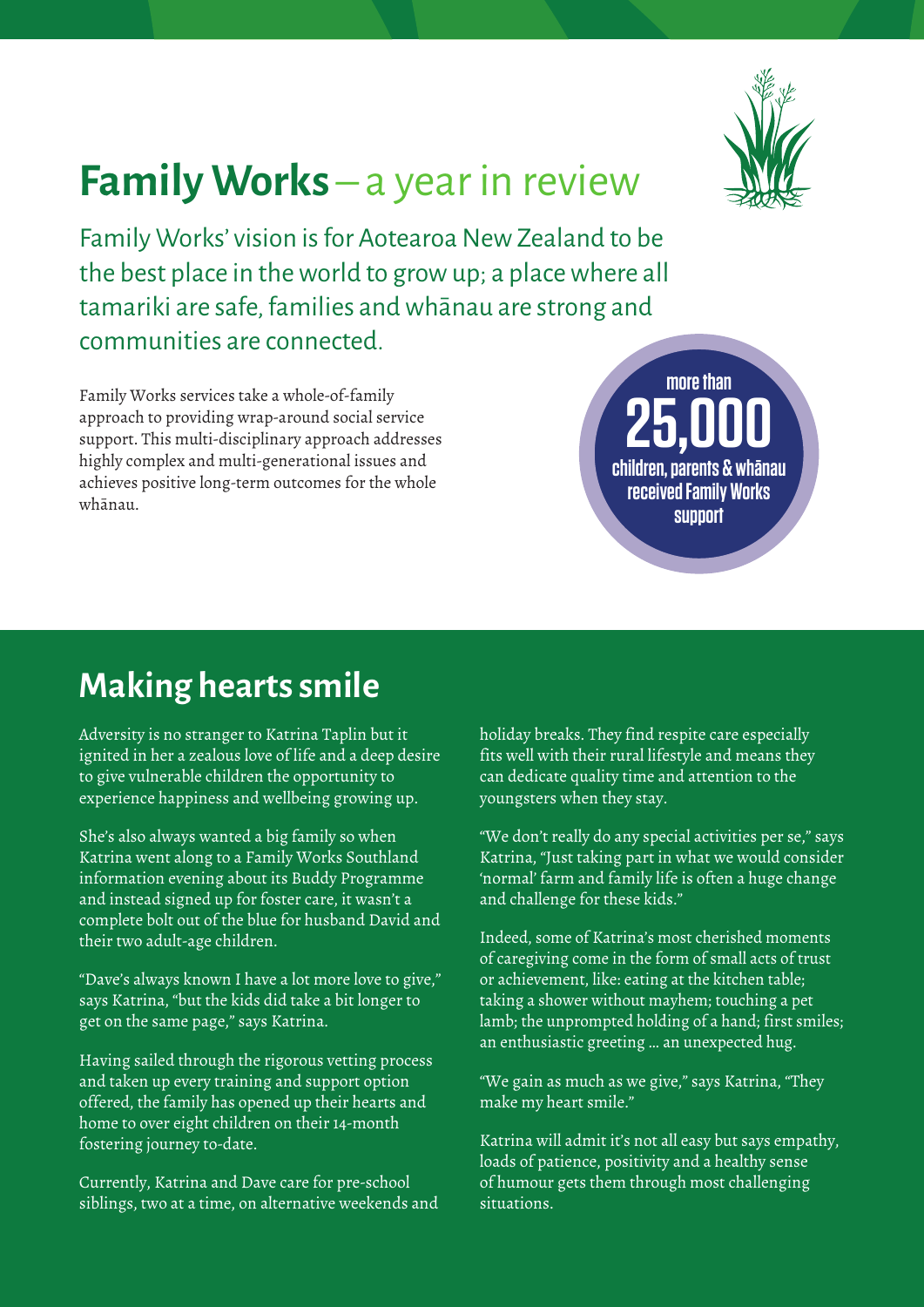# **Family Works** – a year in review

Family Works' vision is for Aotearoa New Zealand to be the best place in the world to grow up; a place where all tamariki are safe, families and whānau are strong and communities are connected.

Family Works services take a whole-of-family approach to providing wrap-around social service support. This multi-disciplinary approach addresses highly complex and multi-generational issues and achieves positive long-term outcomes for the whole whānau.

more than **25,000** children, parents & whānau received Family Works support

## Making hearts smile

Adversity is no stranger to Katrina Taplin but it ignited in her a zealous love of life and a deep desire to give vulnerable children the opportunity to experience happiness and wellbeing growing up.

She's also always wanted a big family so when Katrina went along to a Family Works Southland information evening about its Buddy Programme and instead signed up for foster care, it wasn't a complete bolt out of the blue for husband David and their two adult-age children.

"Dave's always known I have a lot more love to give," says Katrina, "but the kids did take a bit longer to get on the same page," says Katrina.

Having sailed through the rigorous vetting process and taken up every training and support option offered, the family has opened up their hearts and home to over eight children on their 14-month fostering journey to-date.

Currently, Katrina and Dave care for pre-school siblings, two at a time, on alternative weekends and holiday breaks. They find respite care especially fits well with their rural lifestyle and means they can dedicate quality time and attention to the youngsters when they stay.

"We don't really do any special activities per se," says Katrina, "Just taking part in what we would consider 'normal' farm and family life is often a huge change and challenge for these kids."

Indeed, some of Katrina's most cherished moments of caregiving come in the form of small acts of trust or achievement, like: eating at the kitchen table; taking a shower without mayhem; touching a pet lamb; the unprompted holding of a hand; first smiles; an enthusiastic greeting … an unexpected hug.

"We gain as much as we give," says Katrina, "They make my heart smile."

Katrina will admit it's not all easy but says empathy, loads of patience, positivity and a healthy sense of humour gets them through most challenging situations.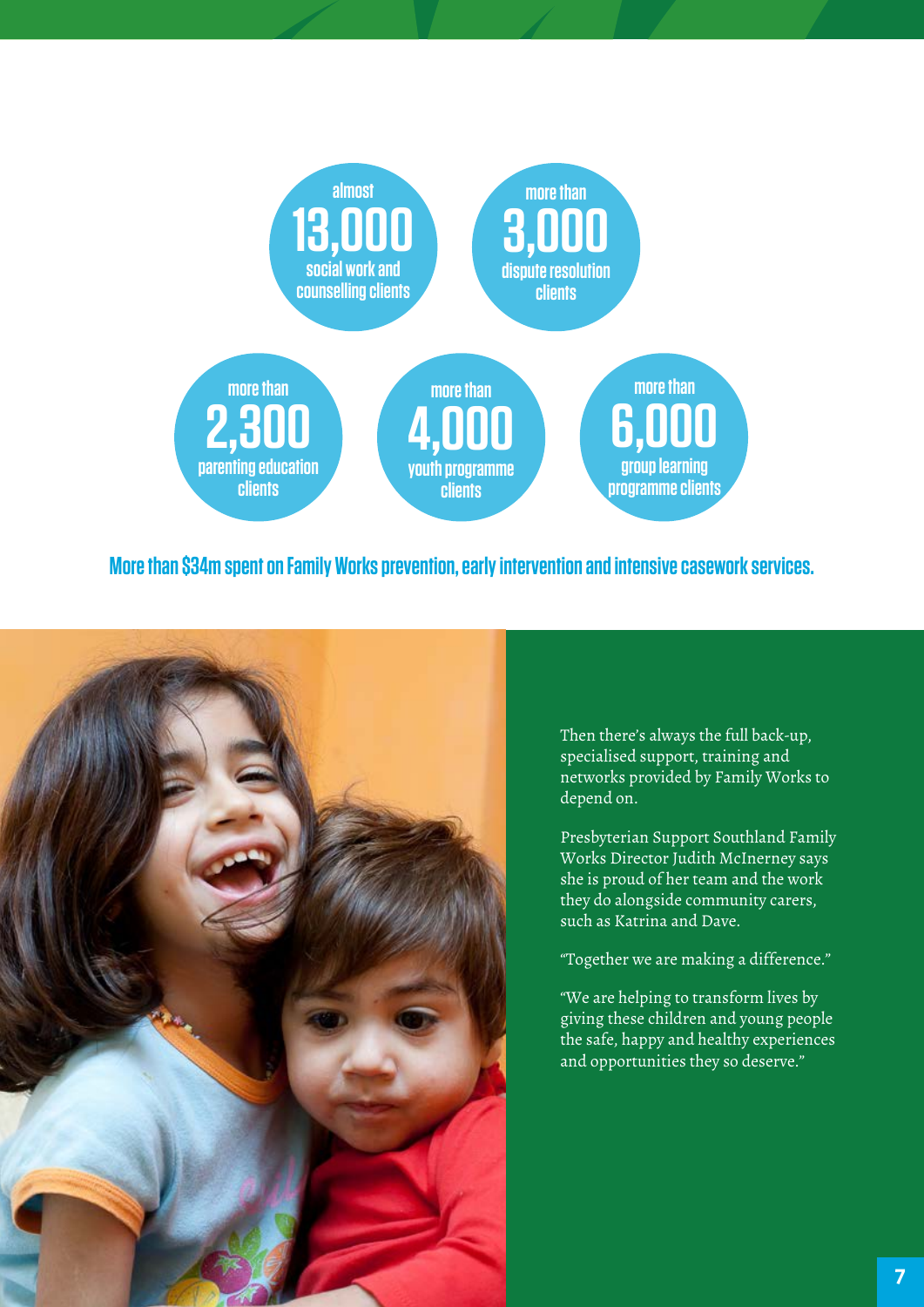almost **13,000** social work and counselling clients

more than **3,000** dispute resolution clients

more than **2,300** parenting education clients

more than **4,000** youth programme clients

more than **6,000** group learning programme clients

**More than $34m spent on Family Works prevention, early intervention and intensive casework services.**

Then there's always the full back-up, specialised support, training and networks provided by Family Works to depend on.

Presbyterian Support Southland Family Works Director Judith McInerney says she is proud of her team and the work they do alongside community carers, such as Katrina and Dave.

"Together we are making a difference."

"We are helping to transform lives by giving these children and young people the safe, happy and healthy experiences and opportunities they so deserve."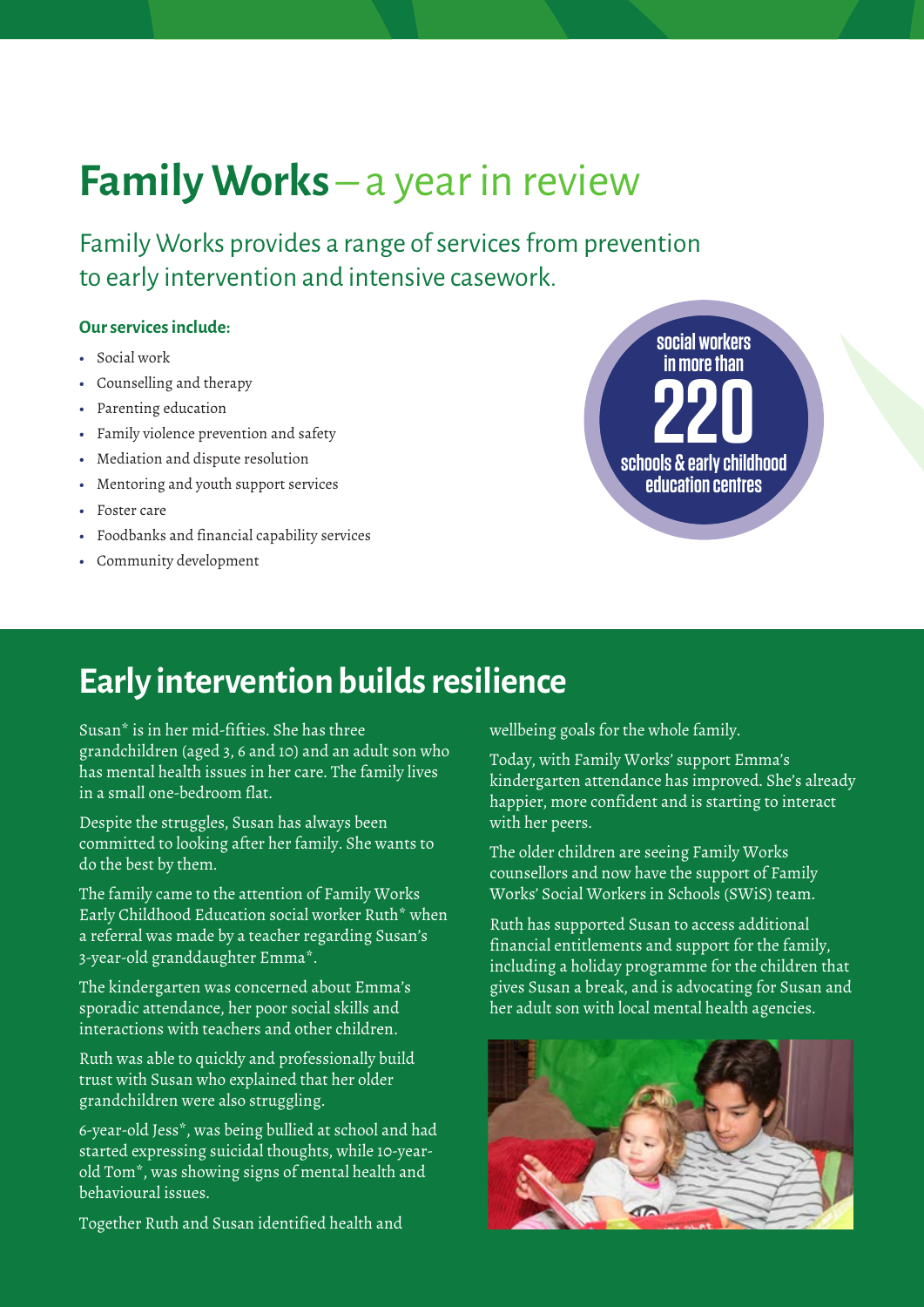# Family Works – a year in review

Family Works provides a range of services from prevention to early intervention and intensive casework.

**Our services include:**

- Social work
- Counselling and therapy
- Parenting education
- Family violence prevention and safety
- Mediation and dispute resolution
- Mentoring and youth support services
- Foster care
- Foodbanks and financial capability services
- Community development

social workers in more than **220** schools & early childhood education centres

## Early intervention builds resilience

Susan* is in her mid-fifties. She has three grandchildren (aged 3, 6 and 10) and an adult son who has mental health issues in her care. The family lives in a small one-bedroom flat.

Despite the struggles, Susan has always been committed to looking after her family. She wants to do the best by them.

The family came to the attention of Family Works Early Childhood Education social worker Ruth* when a referral was made by a teacher regarding Susan's 3-year-old granddaughter Emma*.

The kindergarten was concerned about Emma's sporadic attendance, her poor social skills and interactions with teachers and other children.

Ruth was able to quickly and professionally build trust with Susan who explained that her older grandchildren were also struggling.

6-year-old Jess*, was being bullied at school and had started expressing suicidal thoughts, while 10-year-old Tom*, was showing signs of mental health and behavioural issues.

Together Ruth and Susan identified health and wellbeing goals for the whole family.

Today, with Family Works' support Emma's kindergarten attendance has improved. She's already happier, more confident and is starting to interact with her peers.

The older children are seeing Family Works counsellors and now have the support of Family Works' Social Workers in Schools (SWiS) team.

Ruth has supported Susan to access additional financial entitlements and support for the family, including a holiday programme for the children that gives Susan a break, and is advocating for Susan and her adult son with local mental health agencies.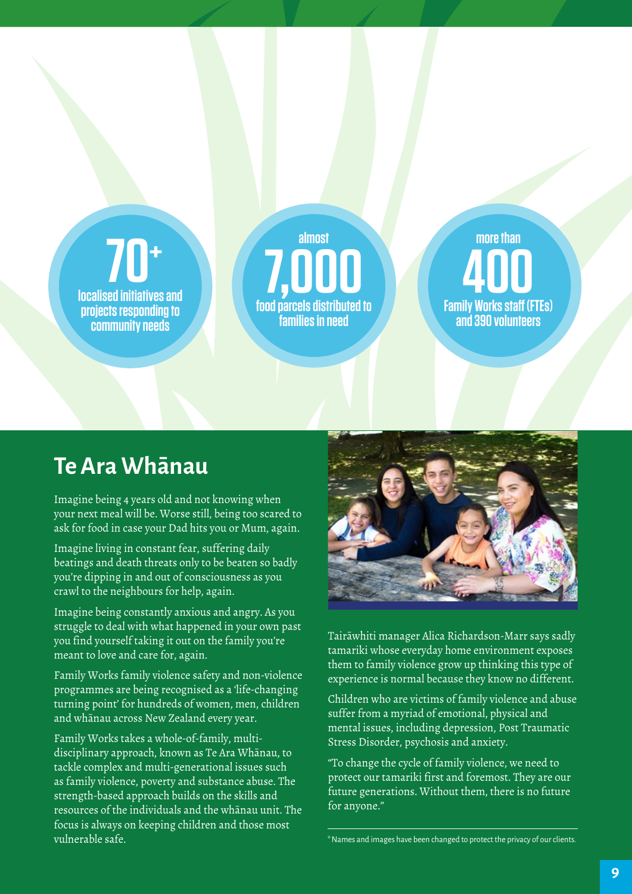**70+**
localised initiatives and projects responding to community needs

almost
**7,000**
food parcels distributed to families in need

more than
**400**
Family Works staff (FTEs) and 390 volunteers

## Te Ara Whānau

Imagine being 4 years old and not knowing when your next meal will be. Worse still, being too scared to ask for food in case your Dad hits you or Mum, again.

Imagine living in constant fear, suffering daily beatings and death threats only to be beaten so badly you're dipping in and out of consciousness as you crawl to the neighbours for help, again.

Imagine being constantly anxious and angry. As you struggle to deal with what happened in your own past you find yourself taking it out on the family you're meant to love and care for, again.

Family Works family violence safety and non-violence programmes are being recognised as a 'life-changing turning point' for hundreds of women, men, children and whānau across New Zealand every year.

Family Works takes a whole-of-family, multi-disciplinary approach, known as Te Ara Whānau, to tackle complex and multi-generational issues such as family violence, poverty and substance abuse. The strength-based approach builds on the skills and resources of the individuals and the whānau unit. The focus is always on keeping children and those most vulnerable safe.

Tairāwhiti manager Alica Richardson-Marr says sadly tamariki whose everyday home environment exposes them to family violence grow up thinking this type of experience is normal because they know no different.

Children who are victims of family violence and abuse suffer from a myriad of emotional, physical and mental issues, including depression, Post Traumatic Stress Disorder, psychosis and anxiety.

"To change the cycle of family violence, we need to protect our tamariki first and foremost. They are our future generations. Without them, there is no future for anyone."

* Names and images have been changed to protect the privacy of our clients.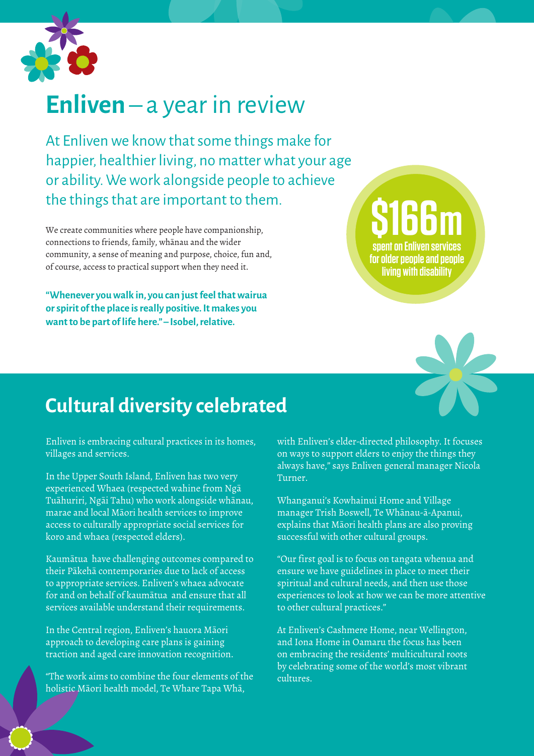# Enliven – a year in review

At Enliven we know that some things make for happier, healthier living, no matter what your age or ability. We work alongside people to achieve the things that are important to them.

We create communities where people have companionship, connections to friends, family, whānau and the wider community, a sense of meaning and purpose, choice, fun and, of course, access to practical support when they need it.

**"Whenever you walk in, you can just feel that wairua or spirit of the place is really positive. It makes you want to be part of life here." – Isobel, relative.**

**$166m** spent on Enliven services for older people and people living with disability

## Cultural diversity celebrated

Enliven is embracing cultural practices in its homes, villages and services.

In the Upper South Island, Enliven has two very experienced Whaea (respected wahine from Ngā Tuāhuriri, Ngāi Tahu) who work alongside whānau, marae and local Māori health services to improve access to culturally appropriate social services for koro and whaea (respected elders).

Kaumātua have challenging outcomes compared to their Pākehā contemporaries due to lack of access to appropriate services. Enliven's whaea advocate for and on behalf of kaumātua and ensure that all services available understand their requirements.

In the Central region, Enliven's hauora Māori approach to developing care plans is gaining traction and aged care innovation recognition.

"The work aims to combine the four elements of the holistic Māori health model, Te Whare Tapa Whā, with Enliven's elder-directed philosophy. It focuses on ways to support elders to enjoy the things they always have," says Enliven general manager Nicola Turner.

Whanganui's Kowhainui Home and Village manager Trish Boswell, Te Whānau-ā-Apanui, explains that Māori health plans are also proving successful with other cultural groups.

"Our first goal is to focus on tangata whenua and ensure we have guidelines in place to meet their spiritual and cultural needs, and then use those experiences to look at how we can be more attentive to other cultural practices."

At Enliven's Cashmere Home, near Wellington, and Iona Home in Oamaru the focus has been on embracing the residents' multicultural roots by celebrating some of the world's most vibrant cultures.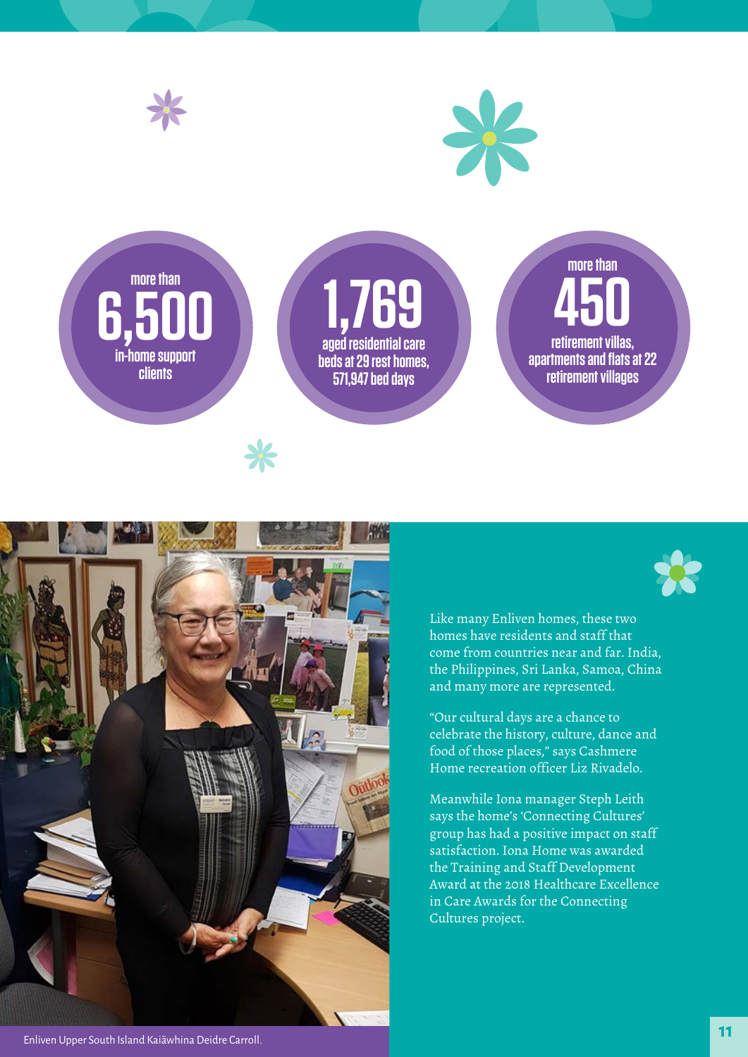more than **6,500** in-home support clients

**1,769** aged residential care beds at 29 rest homes, 571,947 bed days

more than **450** retirement villas, apartments and flats at 22 retirement villages

Enliven Upper South Island Kaiāwhina Deidre Carroll.

Like many Enliven homes, these two homes have residents and staff that come from countries near and far. India, the Philippines, Sri Lanka, Samoa, China and many more are represented.

"Our cultural days are a chance to celebrate the history, culture, dance and food of those places," says Cashmere Home recreation officer Liz Rivadelo.

Meanwhile Iona manager Steph Leith says the home's 'Connecting Cultures' group has had a positive impact on staff satisfaction. Iona Home was awarded the Training and Staff Development Award at the 2018 Healthcare Excellence in Care Awards for the Connecting Cultures project.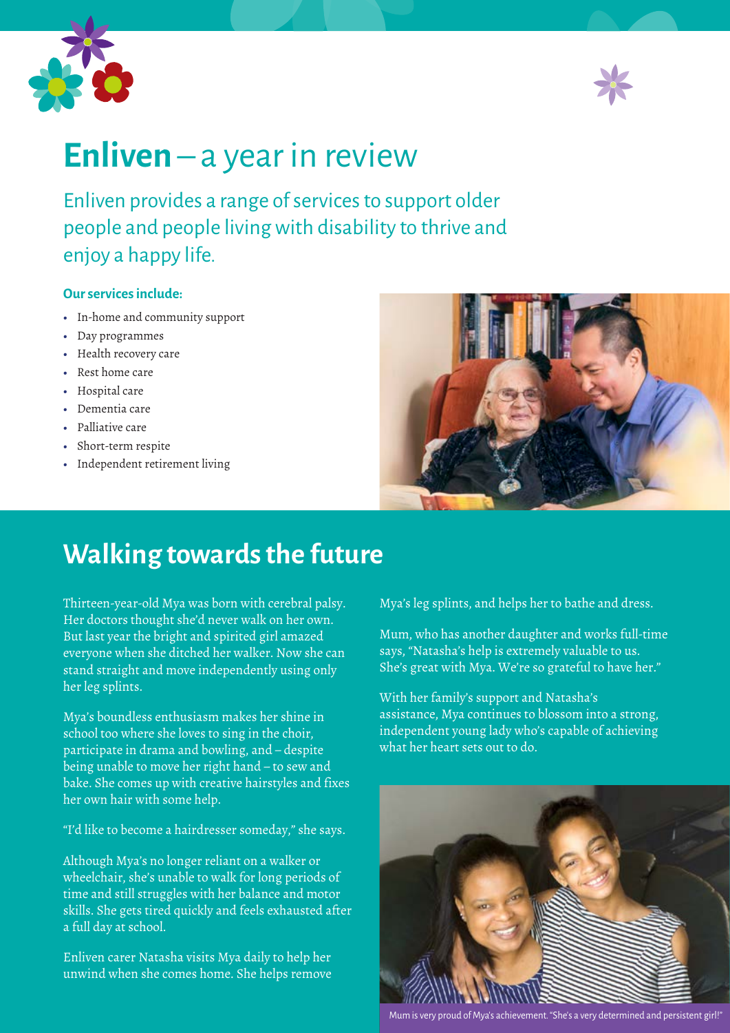# **Enliven** – a year in review

Enliven provides a range of services to support older people and people living with disability to thrive and enjoy a happy life.

**Our services include:**

- In-home and community support
- Day programmes
- Health recovery care
- Rest home care
- Hospital care
- Dementia care
- Palliative care
- Short-term respite
- Independent retirement living

## Walking towards the future

Thirteen-year-old Mya was born with cerebral palsy. Her doctors thought she'd never walk on her own. But last year the bright and spirited girl amazed everyone when she ditched her walker. Now she can stand straight and move independently using only her leg splints.

Mya's boundless enthusiasm makes her shine in school too where she loves to sing in the choir, participate in drama and bowling, and – despite being unable to move her right hand – to sew and bake. She comes up with creative hairstyles and fixes her own hair with some help.

"I'd like to become a hairdresser someday," she says.

Although Mya's no longer reliant on a walker or wheelchair, she's unable to walk for long periods of time and still struggles with her balance and motor skills. She gets tired quickly and feels exhausted after a full day at school.

Enliven carer Natasha visits Mya daily to help her unwind when she comes home. She helps remove Mya's leg splints, and helps her to bathe and dress.

Mum, who has another daughter and works full-time says, "Natasha's help is extremely valuable to us. She's great with Mya. We're so grateful to have her."

With her family's support and Natasha's assistance, Mya continues to blossom into a strong, independent young lady who's capable of achieving what her heart sets out to do.

Mum is very proud of Mya's achievement. "She's a very determined and persistent girl!"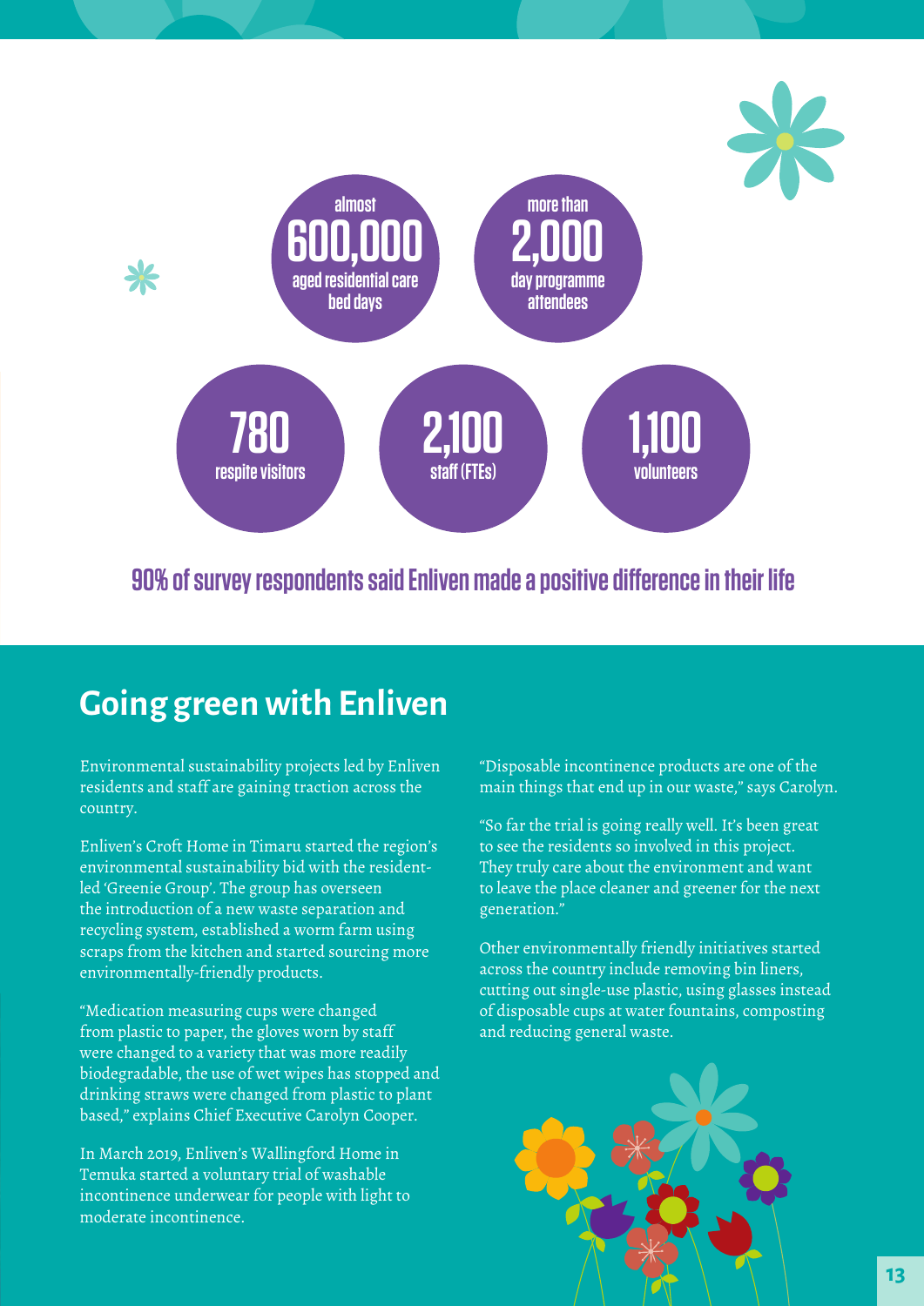almost **600,000** aged residential care bed days

more than **2,000** day programme attendees

**780** respite visitors

**2,100** staff (FTEs)

**1,100** volunteers

**90% of survey respondents said Enliven made a positive difference in their life**

## Going green with Enliven

Environmental sustainability projects led by Enliven residents and staff are gaining traction across the country.

Enliven's Croft Home in Timaru started the region's environmental sustainability bid with the resident-led 'Greenie Group'. The group has overseen the introduction of a new waste separation and recycling system, established a worm farm using scraps from the kitchen and started sourcing more environmentally-friendly products.

"Medication measuring cups were changed from plastic to paper, the gloves worn by staff were changed to a variety that was more readily biodegradable, the use of wet wipes has stopped and drinking straws were changed from plastic to plant based," explains Chief Executive Carolyn Cooper.

In March 2019, Enliven's Wallingford Home in Temuka started a voluntary trial of washable incontinence underwear for people with light to moderate incontinence.

"Disposable incontinence products are one of the main things that end up in our waste," says Carolyn.

"So far the trial is going really well. It's been great to see the residents so involved in this project. They truly care about the environment and want to leave the place cleaner and greener for the next generation."

Other environmentally friendly initiatives started across the country include removing bin liners, cutting out single-use plastic, using glasses instead of disposable cups at water fountains, composting and reducing general waste.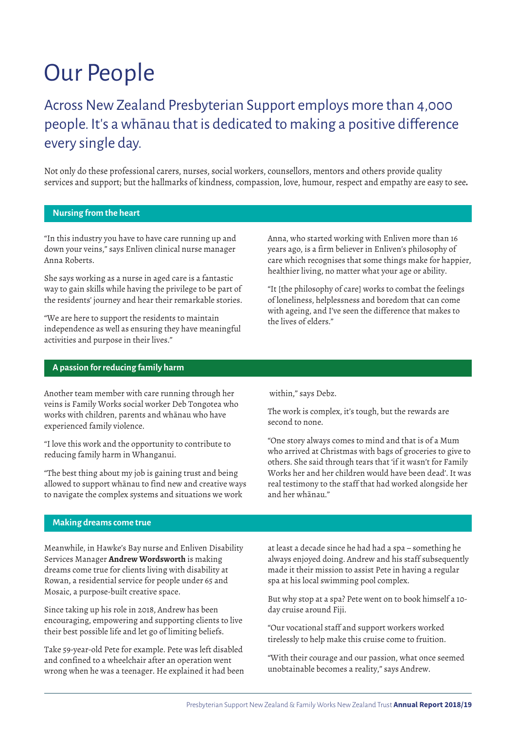# Our People

## Across New Zealand Presbyterian Support employs more than 4,000 people. It's a whānau that is dedicated to making a positive difference every single day.

Not only do these professional carers, nurses, social workers, counsellors, mentors and others provide quality services and support; but the hallmarks of kindness, compassion, love, humour, respect and empathy are easy to see**.**

### Nursing from the heart

"In this industry you have to have care running up and down your veins," says Enliven clinical nurse manager Anna Roberts.

She says working as a nurse in aged care is a fantastic way to gain skills while having the privilege to be part of the residents' journey and hear their remarkable stories.

"We are here to support the residents to maintain independence as well as ensuring they have meaningful activities and purpose in their lives."

Anna, who started working with Enliven more than 16 years ago, is a firm believer in Enliven's philosophy of care which recognises that some things make for happier, healthier living, no matter what your age or ability.

"It [the philosophy of care] works to combat the feelings of loneliness, helplessness and boredom that can come with ageing, and I've seen the difference that makes to the lives of elders."

### A passion for reducing family harm

Another team member with care running through her veins is Family Works social worker Deb Tongotea who works with children, parents and whānau who have experienced family violence.

"I love this work and the opportunity to contribute to reducing family harm in Whanganui.

"The best thing about my job is gaining trust and being allowed to support whānau to find new and creative ways to navigate the complex systems and situations we work within," says Debz.

The work is complex, it's tough, but the rewards are second to none.

"One story always comes to mind and that is of a Mum who arrived at Christmas with bags of groceries to give to others. She said through tears that 'if it wasn't for Family Works her and her children would have been dead'. It was real testimony to the staff that had worked alongside her and her whānau."

### Making dreams come true

Meanwhile, in Hawke's Bay nurse and Enliven Disability Services Manager **Andrew Wordsworth** is making dreams come true for clients living with disability at Rowan, a residential service for people under 65 and Mosaic, a purpose-built creative space.

Since taking up his role in 2018, Andrew has been encouraging, empowering and supporting clients to live their best possible life and let go of limiting beliefs.

Take 59-year-old Pete for example. Pete was left disabled and confined to a wheelchair after an operation went wrong when he was a teenager. He explained it had been at least a decade since he had had a spa – something he always enjoyed doing. Andrew and his staff subsequently made it their mission to assist Pete in having a regular spa at his local swimming pool complex.

But why stop at a spa? Pete went on to book himself a 10-day cruise around Fiji.

"Our vocational staff and support workers worked tirelessly to help make this cruise come to fruition.

"With their courage and our passion, what once seemed unobtainable becomes a reality," says Andrew.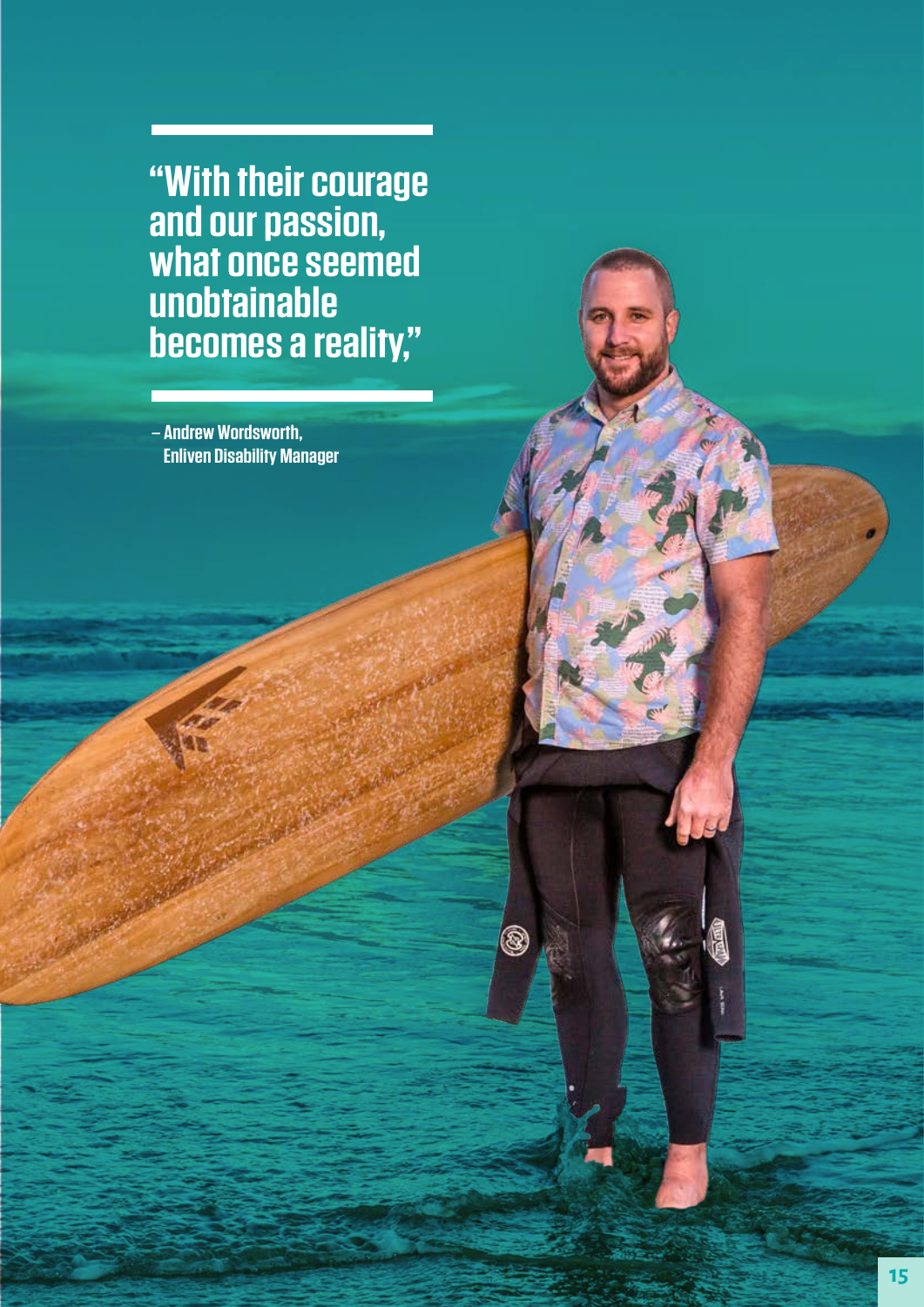> “With their courage and our passion, what once seemed unobtainable becomes a reality,”

– Andrew Wordsworth,
Enliven Disability Manager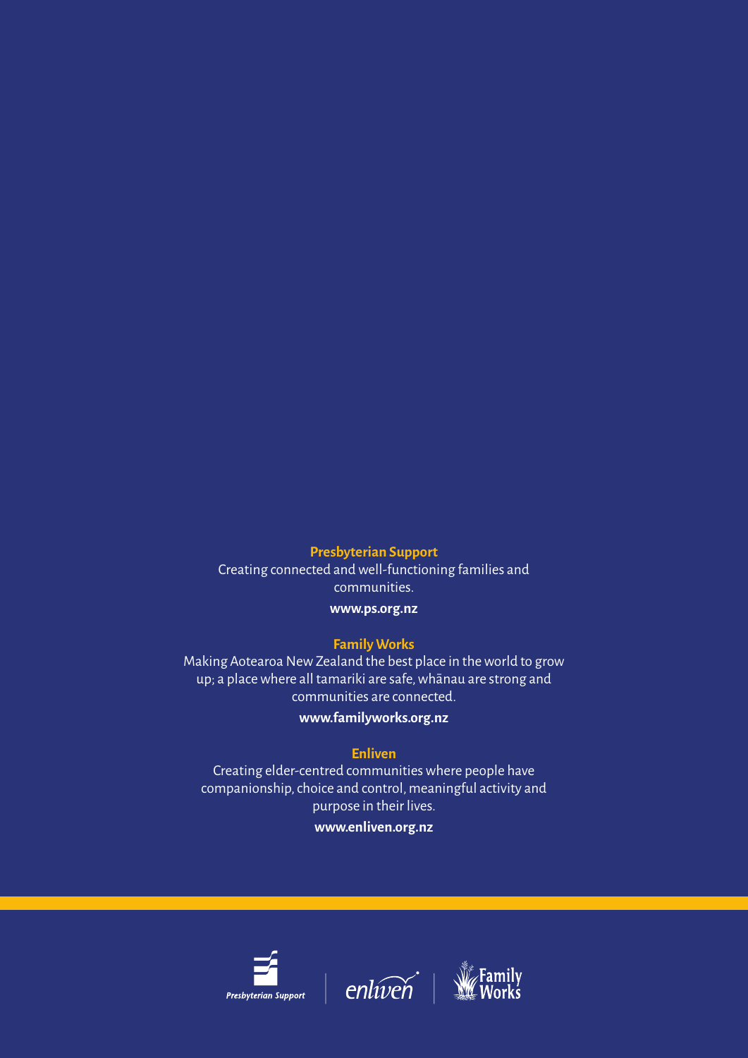**Presbyterian Support**

Creating connected and well-functioning families and communities.

**www.ps.org.nz**

**Family Works**

Making Aotearoa New Zealand the best place in the world to grow up; a place where all tamariki are safe, whānau are strong and communities are connected.

**www.familyworks.org.nz**

**Enliven**

Creating elder-centred communities where people have companionship, choice and control, meaningful activity and purpose in their lives.

**www.enliven.org.nz**

Presbyterian Support | enliven | Family Works